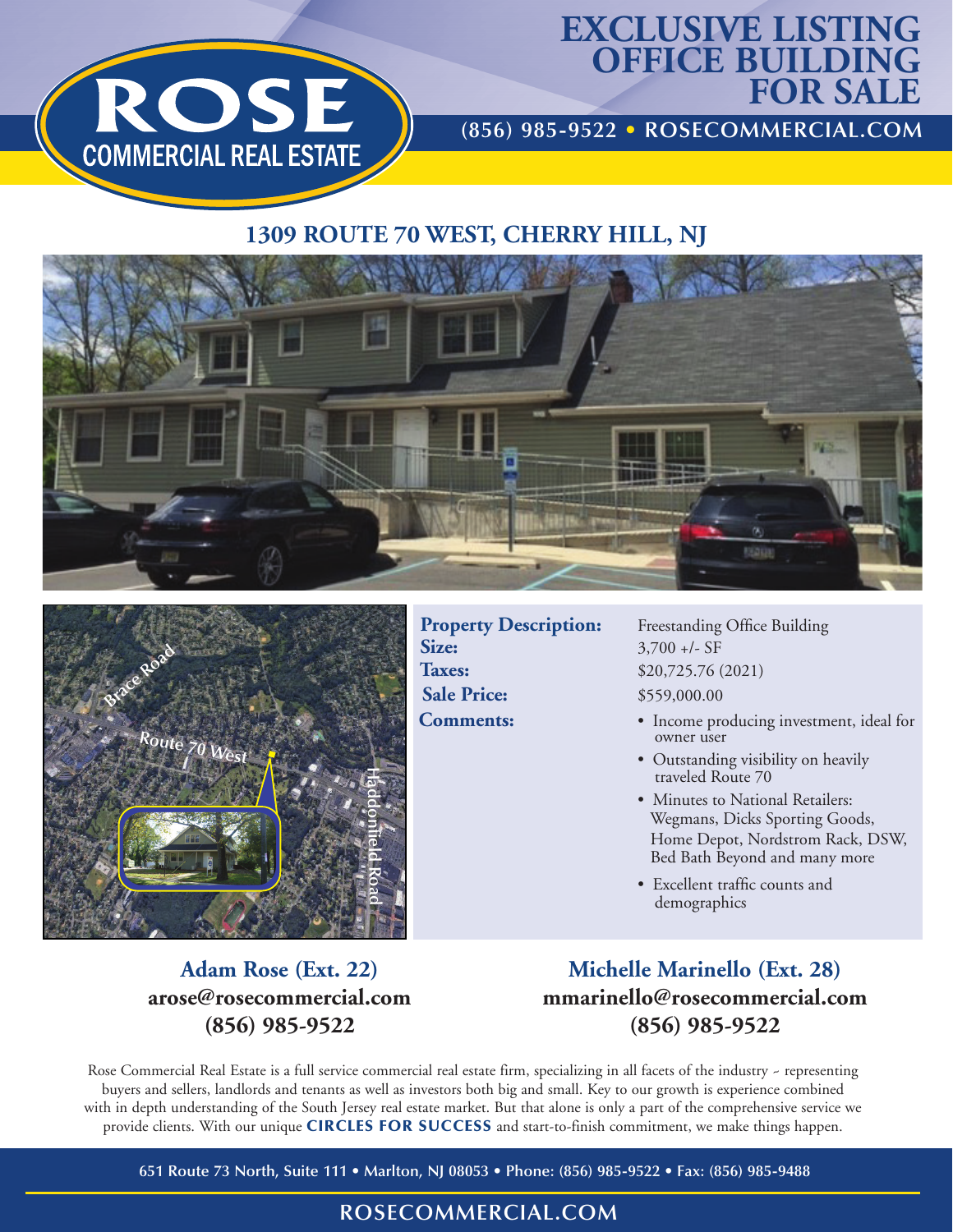# ROSE COMMERCIAL REAL ESTATE

# EXCLUSIVE LISTING OFFICE BUILDING FOR SALE

**(856) 985-9522 • ROSECOMMERCIAL.COM**

## 1309 ROUTE 70 WEST, CHERRY HILL, NJ

**Property Description:** Freestanding Office Building

**Size:** 3,700 +/- SF

**Taxes:** $20,725.76 (2021)

**Sale Price:** $559,000.00

**Comments:**

- Income producing investment, ideal for owner user
- Outstanding visibility on heavily traveled Route 70
- Minutes to National Retailers: Wegmans, Dicks Sporting Goods, Home Depot, Nordstrom Rack, DSW, Bed Bath Beyond and many more
- Excellent traffic counts and demographics

**Adam Rose (Ext. 22)**
**arose@rosecommercial.com**
**(856) 985-9522**

**Michelle Marinello (Ext. 28)**
**mmarinello@rosecommercial.com**
**(856) 985-9522**

Rose Commercial Real Estate is a full service commercial real estate firm, specializing in all facets of the industry - representing buyers and sellers, landlords and tenants as well as investors both big and small. Key to our growth is experience combined with in depth understanding of the South Jersey real estate market. But that alone is only a part of the comprehensive service we provide clients. With our unique **CIRCLES FOR SUCCESS** and start-to-finish commitment, we make things happen.

651 Route 73 North, Suite 111 • Marlton, NJ 08053 • Phone: (856) 985-9522 • Fax: (856) 985-9488

ROSECOMMERCIAL.COM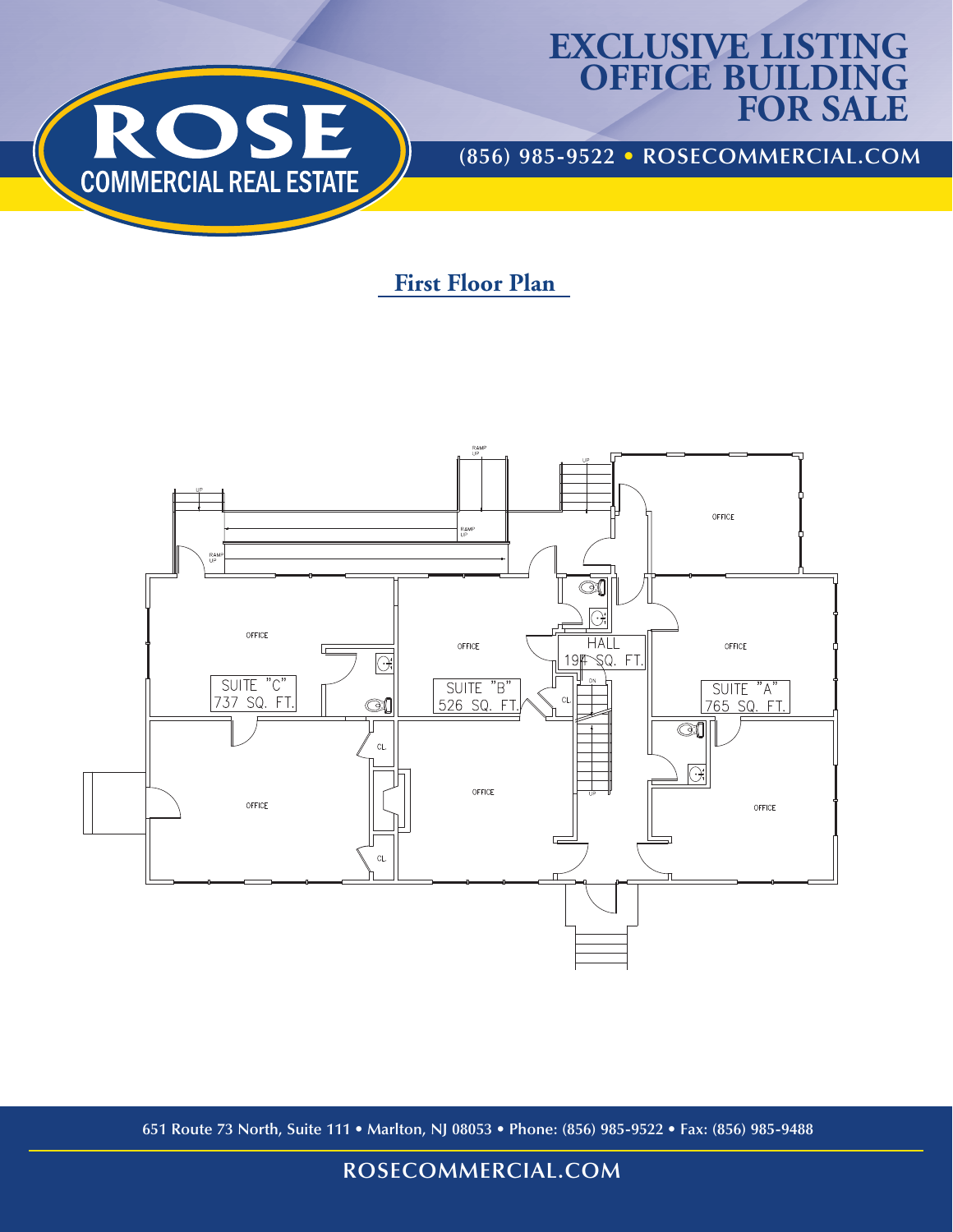# EXCLUSIVE LISTING OFFICE BUILDING FOR SALE

**(856) 985-9522 • ROSECOMMERCIAL.COM**

ROSE COMMERCIAL REAL ESTATE

## First Floor Plan

RAMP UP

UP

OFFICE

RAMP UP

RAMP UP

UP

OFFICE

OFFICE

HALL 194 SQ. FT.

OFFICE

SUITE "C" 737 SQ. FT.

SUITE "B" 526 SQ. FT.

CL.

DN

SUITE "A" 765 SQ. FT.

CL.

OFFICE

OFFICE

OFFICE

UP

CL.

651 Route 73 North, Suite 111 • Marlton, NJ 08053 • Phone: (856) 985-9522 • Fax: (856) 985-9488

ROSECOMMERCIAL.COM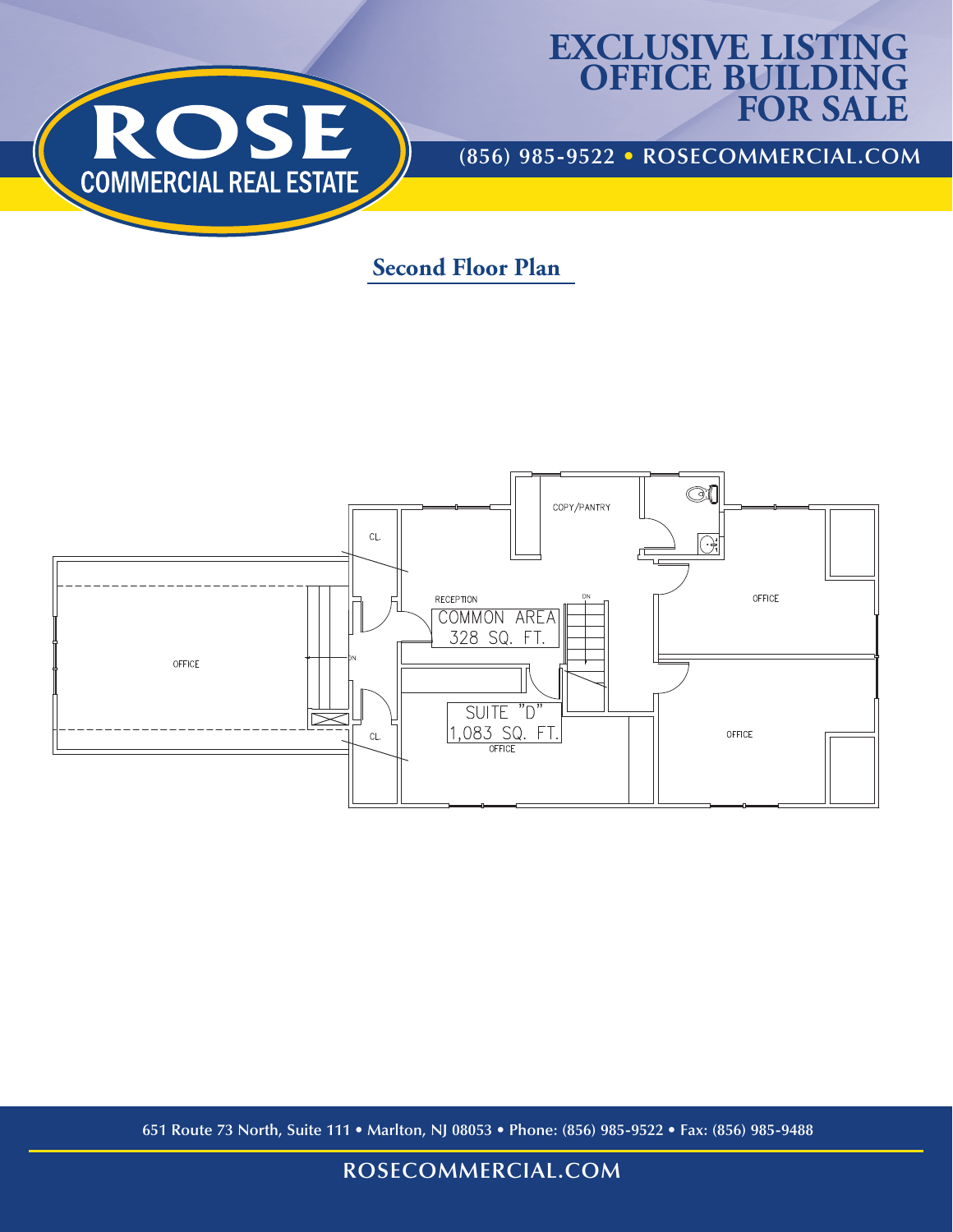# EXCLUSIVE LISTING
# OFFICE BUILDING FOR SALE

ROSE COMMERCIAL REAL ESTATE

(856) 985-9522 • ROSECOMMERCIAL.COM

## Second Floor Plan

COPY/PANTRY

CL.

RECEPTION

COMMON AREA
328 SQ. FT.

DN

OFFICE

OFFICE

DN

SUITE "D"
1,083 SQ. FT.

OFFICE

CL.

OFFICE

651 Route 73 North, Suite 111 • Marlton, NJ 08053 • Phone: (856) 985-9522 • Fax: (856) 985-9488

ROSECOMMERCIAL.COM